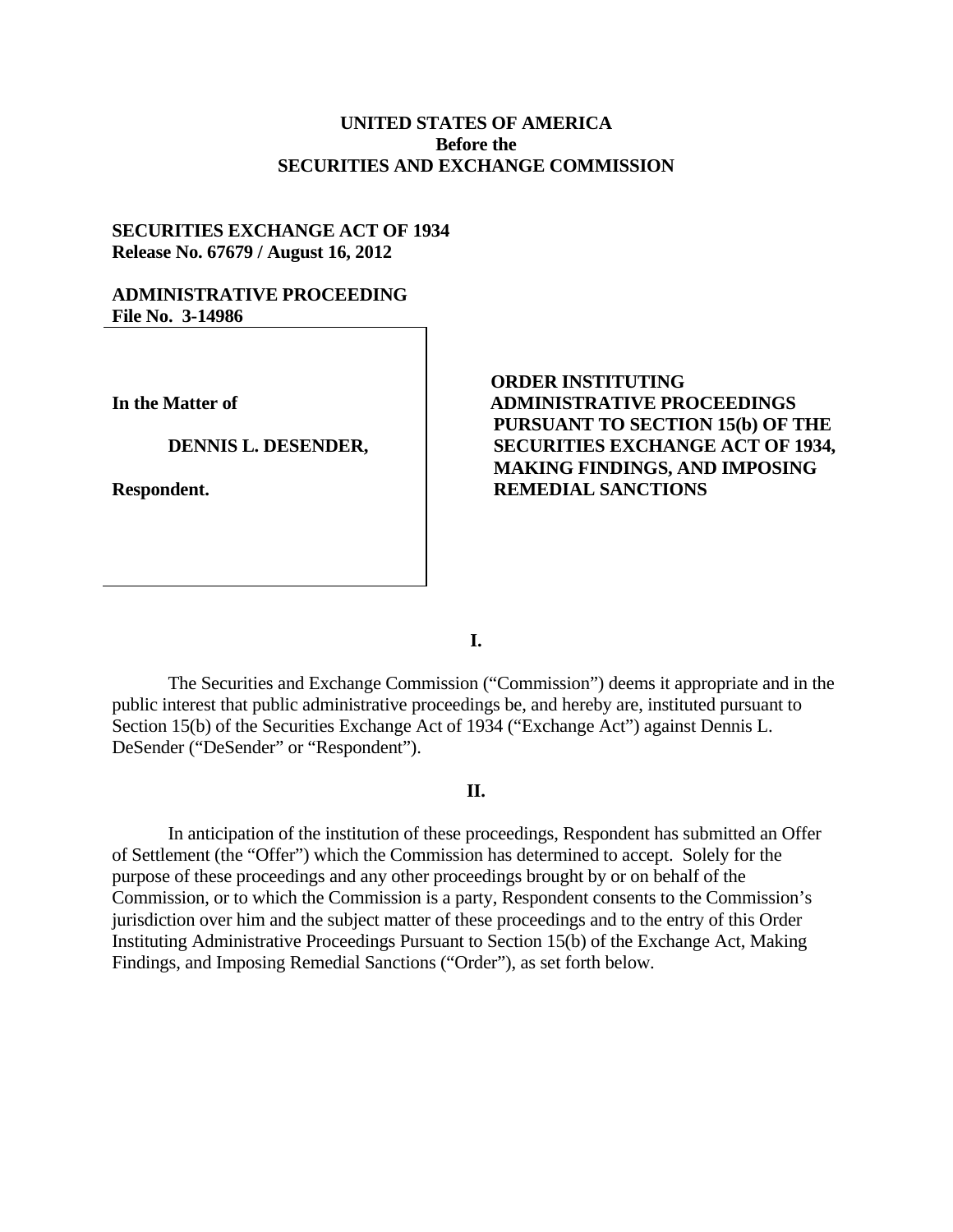**UNITED STATES OF AMERICA**
**Before the**
**SECURITIES AND EXCHANGE COMMISSION**

**SECURITIES EXCHANGE ACT OF 1934**
**Release No. 67679 / August 16, 2012**

**ADMINISTRATIVE PROCEEDING**
**File No. 3-14986**

| | |
|---|---|
| **In the Matter of**<br><br>**DENNIS L. DESENDER,**<br><br>**Respondent.** | **ORDER INSTITUTING ADMINISTRATIVE PROCEEDINGS PURSUANT TO SECTION 15(b) OF THE SECURITIES EXCHANGE ACT OF 1934, MAKING FINDINGS, AND IMPOSING REMEDIAL SANCTIONS** |

**I.**

The Securities and Exchange Commission ("Commission") deems it appropriate and in the public interest that public administrative proceedings be, and hereby are, instituted pursuant to Section 15(b) of the Securities Exchange Act of 1934 ("Exchange Act") against Dennis L. DeSender ("DeSender" or "Respondent").

**II.**

In anticipation of the institution of these proceedings, Respondent has submitted an Offer of Settlement (the "Offer") which the Commission has determined to accept. Solely for the purpose of these proceedings and any other proceedings brought by or on behalf of the Commission, or to which the Commission is a party, Respondent consents to the Commission's jurisdiction over him and the subject matter of these proceedings and to the entry of this Order Instituting Administrative Proceedings Pursuant to Section 15(b) of the Exchange Act, Making Findings, and Imposing Remedial Sanctions ("Order"), as set forth below.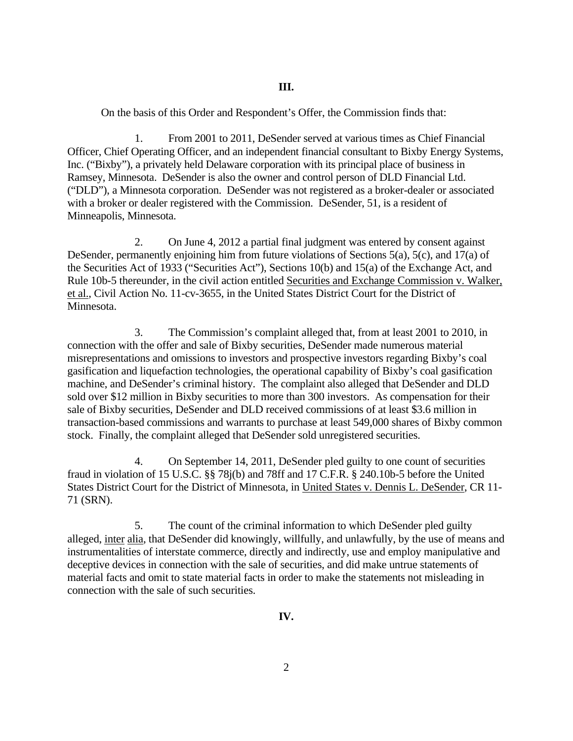## III.

On the basis of this Order and Respondent's Offer, the Commission finds that:

1. From 2001 to 2011, DeSender served at various times as Chief Financial Officer, Chief Operating Officer, and an independent financial consultant to Bixby Energy Systems, Inc. ("Bixby"), a privately held Delaware corporation with its principal place of business in Ramsey, Minnesota. DeSender is also the owner and control person of DLD Financial Ltd. ("DLD"), a Minnesota corporation. DeSender was not registered as a broker-dealer or associated with a broker or dealer registered with the Commission. DeSender, 51, is a resident of Minneapolis, Minnesota.

2. On June 4, 2012 a partial final judgment was entered by consent against DeSender, permanently enjoining him from future violations of Sections 5(a), 5(c), and 17(a) of the Securities Act of 1933 ("Securities Act"), Sections 10(b) and 15(a) of the Exchange Act, and Rule 10b-5 thereunder, in the civil action entitled Securities and Exchange Commission v. Walker, et al., Civil Action No. 11-cv-3655, in the United States District Court for the District of Minnesota.

3. The Commission's complaint alleged that, from at least 2001 to 2010, in connection with the offer and sale of Bixby securities, DeSender made numerous material misrepresentations and omissions to investors and prospective investors regarding Bixby's coal gasification and liquefaction technologies, the operational capability of Bixby's coal gasification machine, and DeSender's criminal history. The complaint also alleged that DeSender and DLD sold over $12 million in Bixby securities to more than 300 investors. As compensation for their sale of Bixby securities, DeSender and DLD received commissions of at least $3.6 million in transaction-based commissions and warrants to purchase at least 549,000 shares of Bixby common stock. Finally, the complaint alleged that DeSender sold unregistered securities.

4. On September 14, 2011, DeSender pled guilty to one count of securities fraud in violation of 15 U.S.C. §§ 78j(b) and 78ff and 17 C.F.R. § 240.10b-5 before the United States District Court for the District of Minnesota, in United States v. Dennis L. DeSender, CR 11-71 (SRN).

5. The count of the criminal information to which DeSender pled guilty alleged, inter alia, that DeSender did knowingly, willfully, and unlawfully, by the use of means and instrumentalities of interstate commerce, directly and indirectly, use and employ manipulative and deceptive devices in connection with the sale of securities, and did make untrue statements of material facts and omit to state material facts in order to make the statements not misleading in connection with the sale of such securities.

## IV.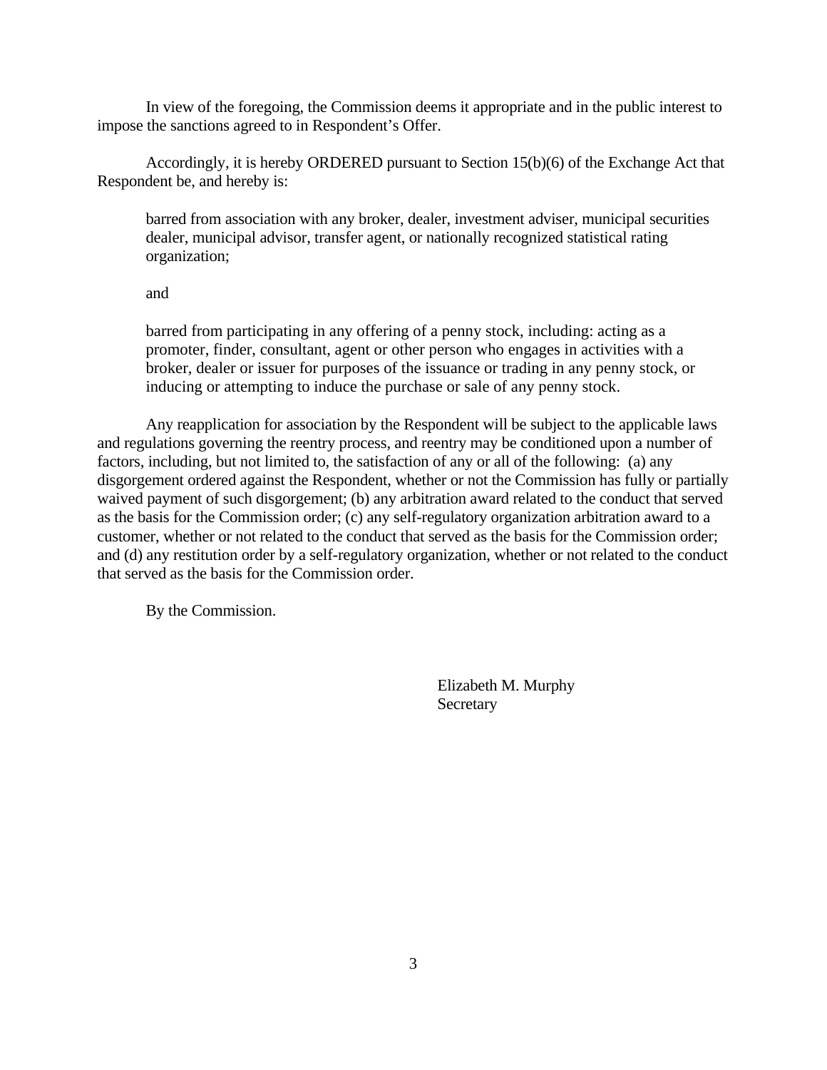In view of the foregoing, the Commission deems it appropriate and in the public interest to impose the sanctions agreed to in Respondent's Offer.

Accordingly, it is hereby ORDERED pursuant to Section 15(b)(6) of the Exchange Act that Respondent be, and hereby is:

> barred from association with any broker, dealer, investment adviser, municipal securities dealer, municipal advisor, transfer agent, or nationally recognized statistical rating organization;
>
> and
>
> barred from participating in any offering of a penny stock, including: acting as a promoter, finder, consultant, agent or other person who engages in activities with a broker, dealer or issuer for purposes of the issuance or trading in any penny stock, or inducing or attempting to induce the purchase or sale of any penny stock.

Any reapplication for association by the Respondent will be subject to the applicable laws and regulations governing the reentry process, and reentry may be conditioned upon a number of factors, including, but not limited to, the satisfaction of any or all of the following: (a) any disgorgement ordered against the Respondent, whether or not the Commission has fully or partially waived payment of such disgorgement; (b) any arbitration award related to the conduct that served as the basis for the Commission order; (c) any self-regulatory organization arbitration award to a customer, whether or not related to the conduct that served as the basis for the Commission order; and (d) any restitution order by a self-regulatory organization, whether or not related to the conduct that served as the basis for the Commission order.

By the Commission.

Elizabeth M. Murphy
Secretary